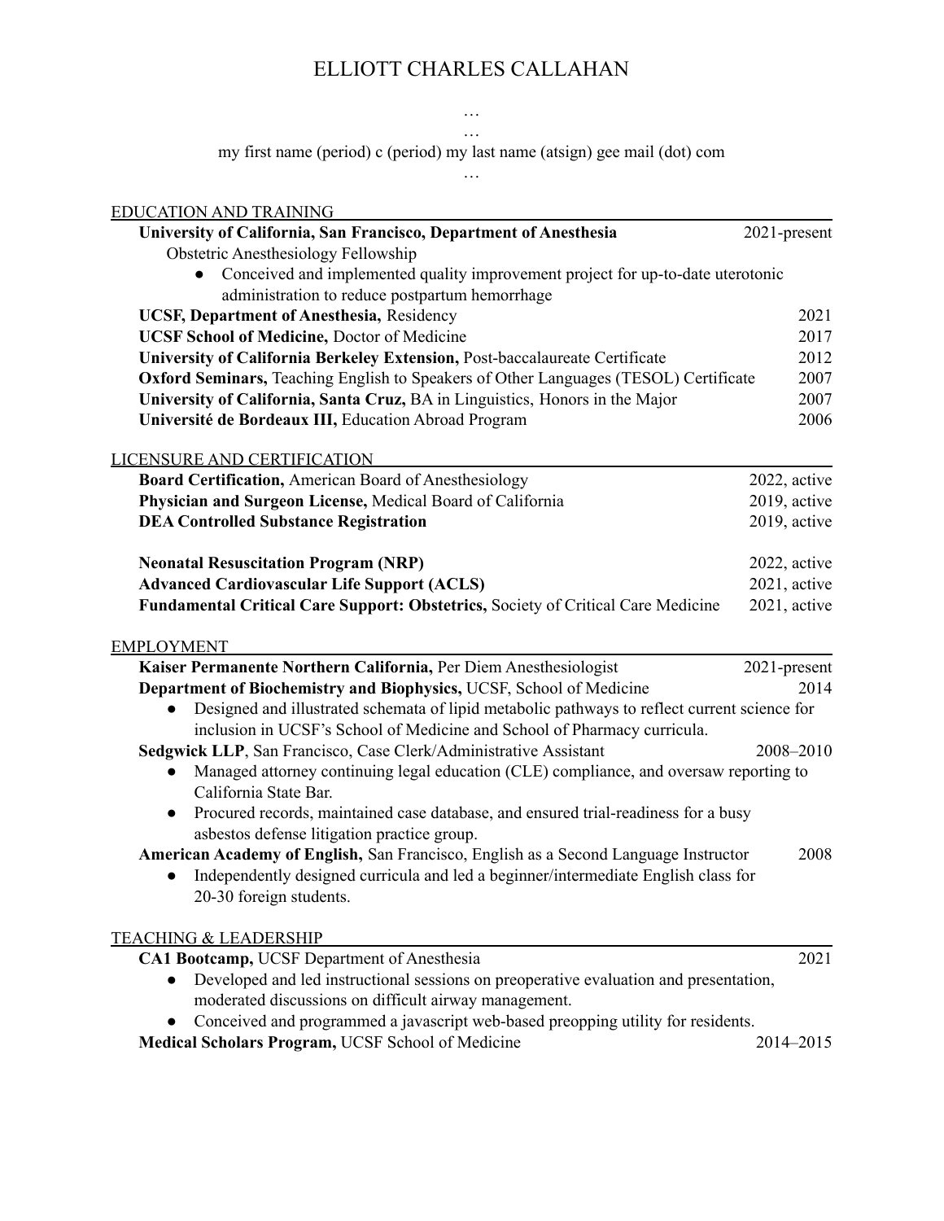# ELLIOTT CHARLES CALLAHAN

…
…
my first name (period) c (period) my last name (atsign) gee mail (dot) com
…

## EDUCATION AND TRAINING

**University of California, San Francisco, Department of Anesthesia** 2021-present
Obstetric Anesthesiology Fellowship
- Conceived and implemented quality improvement project for up-to-date uterotonic administration to reduce postpartum hemorrhage

**UCSF, Department of Anesthesia,** Residency 2021
**UCSF School of Medicine,** Doctor of Medicine 2017
**University of California Berkeley Extension,** Post-baccalaureate Certificate 2012
**Oxford Seminars,** Teaching English to Speakers of Other Languages (TESOL) Certificate 2007
**University of California, Santa Cruz,** BA in Linguistics, Honors in the Major 2007
**Université de Bordeaux III,** Education Abroad Program 2006

## LICENSURE AND CERTIFICATION

**Board Certification,** American Board of Anesthesiology 2022, active
**Physician and Surgeon License,** Medical Board of California 2019, active
**DEA Controlled Substance Registration** 2019, active

**Neonatal Resuscitation Program (NRP)** 2022, active
**Advanced Cardiovascular Life Support (ACLS)** 2021, active
**Fundamental Critical Care Support: Obstetrics,** Society of Critical Care Medicine 2021, active

## EMPLOYMENT

**Kaiser Permanente Northern California,** Per Diem Anesthesiologist 2021-present
**Department of Biochemistry and Biophysics,** UCSF, School of Medicine 2014
- Designed and illustrated schemata of lipid metabolic pathways to reflect current science for inclusion in UCSF's School of Medicine and School of Pharmacy curricula.

**Sedgwick LLP**, San Francisco, Case Clerk/Administrative Assistant 2008–2010
- Managed attorney continuing legal education (CLE) compliance, and oversaw reporting to California State Bar.
- Procured records, maintained case database, and ensured trial-readiness for a busy asbestos defense litigation practice group.

**American Academy of English,** San Francisco, English as a Second Language Instructor 2008
- Independently designed curricula and led a beginner/intermediate English class for 20-30 foreign students.

## TEACHING & LEADERSHIP

**CA1 Bootcamp,** UCSF Department of Anesthesia 2021
- Developed and led instructional sessions on preoperative evaluation and presentation, moderated discussions on difficult airway management.
- Conceived and programmed a javascript web-based preopping utility for residents.

**Medical Scholars Program,** UCSF School of Medicine 2014–2015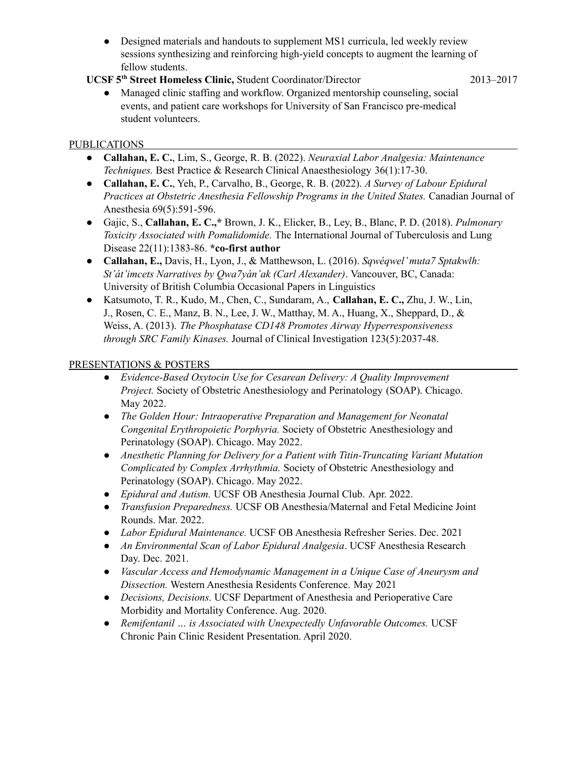- Designed materials and handouts to supplement MS1 curricula, led weekly review sessions synthesizing and reinforcing high-yield concepts to augment the learning of fellow students.

**UCSF 5th Street Homeless Clinic,** Student Coordinator/Director 2013–2017

- Managed clinic staffing and workflow. Organized mentorship counseling, social events, and patient care workshops for University of San Francisco pre-medical student volunteers.

## PUBLICATIONS

- **Callahan, E. C.**, Lim, S., George, R. B. (2022). *Neuraxial Labor Analgesia: Maintenance Techniques.* Best Practice & Research Clinical Anaesthesiology 36(1):17-30.
- **Callahan, E. C.**, Yeh, P., Carvalho, B., George, R. B. (2022). *A Survey of Labour Epidural Practices at Obstetric Anesthesia Fellowship Programs in the United States.* Canadian Journal of Anesthesia 69(5):591-596.
- Gajic, S., **Callahan, E. C.,*** Brown, J. K., Elicker, B., Ley, B., Blanc, P. D. (2018). *Pulmonary Toxicity Associated with Pomalidomide.* The International Journal of Tuberculosis and Lung Disease 22(11):1383-86. **\*co-first author**
- **Callahan, E.,** Davis, H., Lyon, J., & Matthewson, L. (2016). *Sqwéqwel' muta7 Sptakwlh: St'át'imcets Narratives by Qwa7yán'ak (Carl Alexander)*. Vancouver, BC, Canada: University of British Columbia Occasional Papers in Linguistics
- Katsumoto, T. R., Kudo, M., Chen, C., Sundaram, A., **Callahan, E. C.,** Zhu, J. W., Lin, J., Rosen, C. E., Manz, B. N., Lee, J. W., Matthay, M. A., Huang, X., Sheppard, D., & Weiss, A. (2013). *The Phosphatase CD148 Promotes Airway Hyperresponsiveness through SRC Family Kinases.* Journal of Clinical Investigation 123(5):2037-48.

## PRESENTATIONS & POSTERS

- *Evidence-Based Oxytocin Use for Cesarean Delivery: A Quality Improvement Project.* Society of Obstetric Anesthesiology and Perinatology (SOAP). Chicago. May 2022.
- *The Golden Hour: Intraoperative Preparation and Management for Neonatal Congenital Erythropoietic Porphyria.* Society of Obstetric Anesthesiology and Perinatology (SOAP). Chicago. May 2022.
- *Anesthetic Planning for Delivery for a Patient with Titin-Truncating Variant Mutation Complicated by Complex Arrhythmia.* Society of Obstetric Anesthesiology and Perinatology (SOAP). Chicago. May 2022.
- *Epidural and Autism.* UCSF OB Anesthesia Journal Club. Apr. 2022.
- *Transfusion Preparedness.* UCSF OB Anesthesia/Maternal and Fetal Medicine Joint Rounds. Mar. 2022.
- *Labor Epidural Maintenance.* UCSF OB Anesthesia Refresher Series. Dec. 2021
- *An Environmental Scan of Labor Epidural Analgesia*. UCSF Anesthesia Research Day. Dec. 2021.
- *Vascular Access and Hemodynamic Management in a Unique Case of Aneurysm and Dissection.* Western Anesthesia Residents Conference. May 2021
- *Decisions, Decisions.* UCSF Department of Anesthesia and Perioperative Care Morbidity and Mortality Conference. Aug. 2020.
- *Remifentanil … is Associated with Unexpectedly Unfavorable Outcomes.* UCSF Chronic Pain Clinic Resident Presentation. April 2020.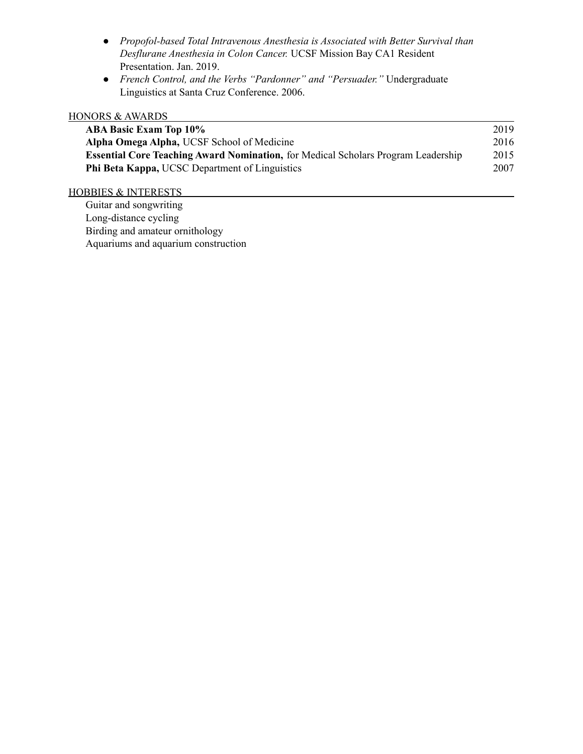- *Propofol-based Total Intravenous Anesthesia is Associated with Better Survival than Desflurane Anesthesia in Colon Cancer.* UCSF Mission Bay CA1 Resident Presentation. Jan. 2019.
- *French Control, and the Verbs "Pardonner" and "Persuader."* Undergraduate Linguistics at Santa Cruz Conference. 2006.

## HONORS & AWARDS

| | |
|---|---|
| **ABA Basic Exam Top 10%** | 2019 |
| **Alpha Omega Alpha,** UCSF School of Medicine | 2016 |
| **Essential Core Teaching Award Nomination,** for Medical Scholars Program Leadership | 2015 |
| **Phi Beta Kappa,** UCSC Department of Linguistics | 2007 |

## HOBBIES & INTERESTS

Guitar and songwriting
Long-distance cycling
Birding and amateur ornithology
Aquariums and aquarium construction